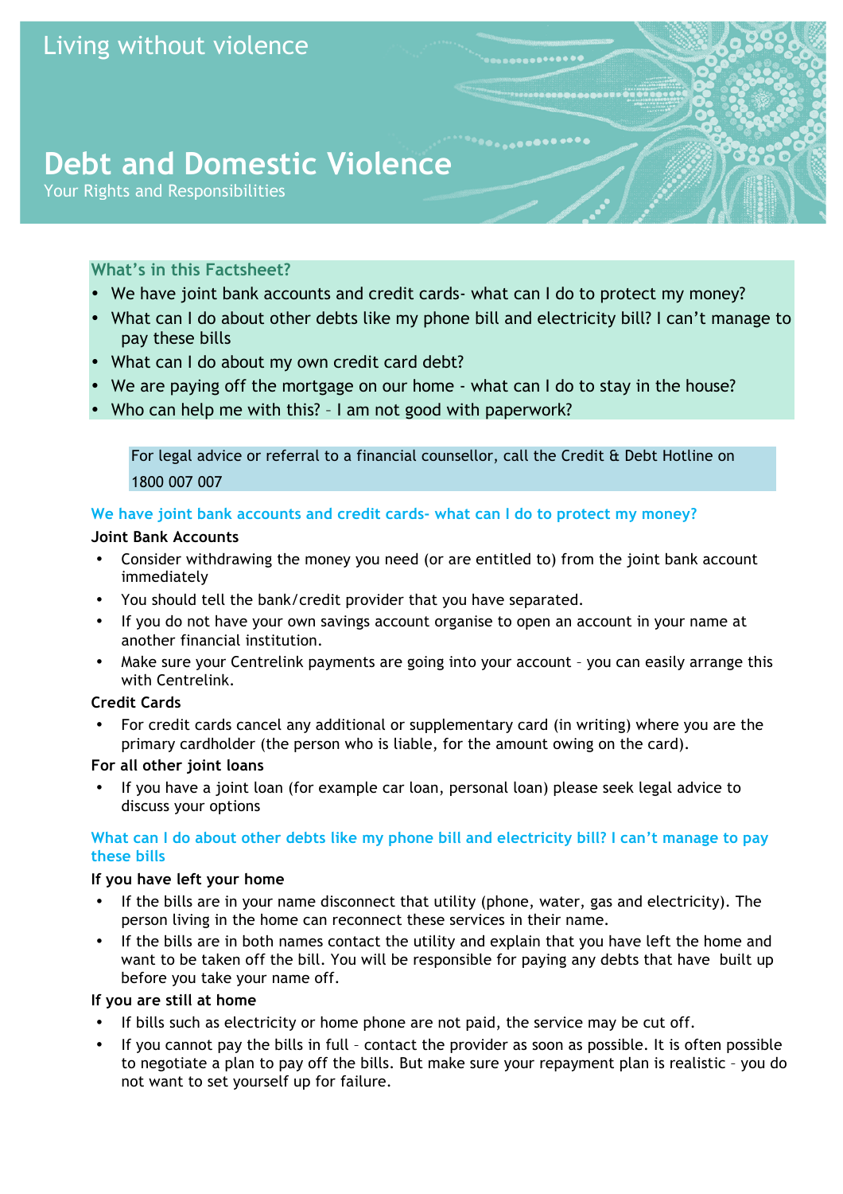Living without violence

# Debt and Domestic Violence

Your Rights and Responsibilities

**What's in this Factsheet?**

- We have joint bank accounts and credit cards- what can I do to protect my money?
- What can I do about other debts like my phone bill and electricity bill? I can't manage to pay these bills
- What can I do about my own credit card debt?
- We are paying off the mortgage on our home - what can I do to stay in the house?
- Who can help me with this? – I am not good with paperwork?

For legal advice or referral to a financial counsellor, call the Credit & Debt Hotline on 1800 007 007

## We have joint bank accounts and credit cards- what can I do to protect my money?

### Joint Bank Accounts

- Consider withdrawing the money you need (or are entitled to) from the joint bank account immediately
- You should tell the bank/credit provider that you have separated.
- If you do not have your own savings account organise to open an account in your name at another financial institution.
- Make sure your Centrelink payments are going into your account – you can easily arrange this with Centrelink.

### Credit Cards

- For credit cards cancel any additional or supplementary card (in writing) where you are the primary cardholder (the person who is liable, for the amount owing on the card).

### For all other joint loans

- If you have a joint loan (for example car loan, personal loan) please seek legal advice to discuss your options

## What can I do about other debts like my phone bill and electricity bill? I can't manage to pay these bills

### If you have left your home

- If the bills are in your name disconnect that utility (phone, water, gas and electricity). The person living in the home can reconnect these services in their name.
- If the bills are in both names contact the utility and explain that you have left the home and want to be taken off the bill. You will be responsible for paying any debts that have built up before you take your name off.

### If you are still at home

- If bills such as electricity or home phone are not paid, the service may be cut off.
- If you cannot pay the bills in full – contact the provider as soon as possible. It is often possible to negotiate a plan to pay off the bills. But make sure your repayment plan is realistic – you do not want to set yourself up for failure.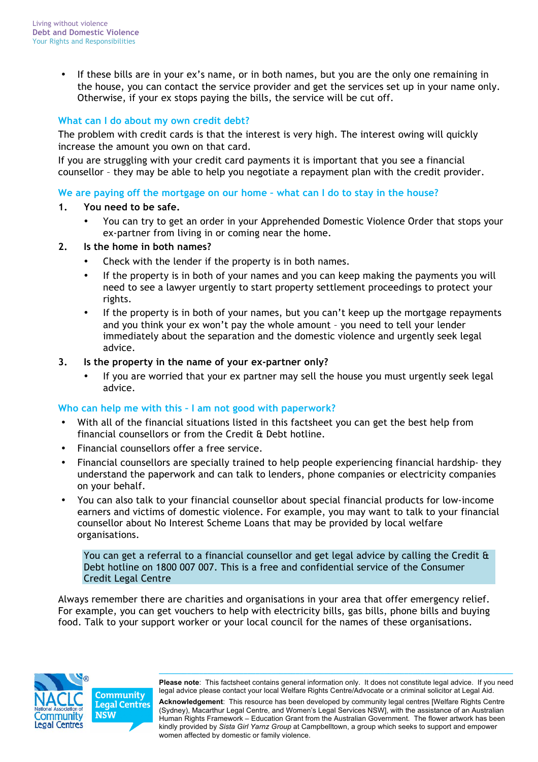- If these bills are in your ex's name, or in both names, but you are the only one remaining in the house, you can contact the service provider and get the services set up in your name only. Otherwise, if your ex stops paying the bills, the service will be cut off.

### What can I do about my own credit debt?

The problem with credit cards is that the interest is very high. The interest owing will quickly increase the amount you own on that card.

If you are struggling with your credit card payments it is important that you see a financial counsellor – they may be able to help you negotiate a repayment plan with the credit provider.

### We are paying off the mortgage on our home – what can I do to stay in the house?

1. **You need to be safe.**
   - You can try to get an order in your Apprehended Domestic Violence Order that stops your ex-partner from living in or coming near the home.
2. **Is the home in both names?**
   - Check with the lender if the property is in both names.
   - If the property is in both of your names and you can keep making the payments you will need to see a lawyer urgently to start property settlement proceedings to protect your rights.
   - If the property is in both of your names, but you can't keep up the mortgage repayments and you think your ex won't pay the whole amount – you need to tell your lender immediately about the separation and the domestic violence and urgently seek legal advice.
3. **Is the property in the name of your ex-partner only?**
   - If you are worried that your ex partner may sell the house you must urgently seek legal advice.

### Who can help me with this - I am not good with paperwork?

- With all of the financial situations listed in this factsheet you can get the best help from financial counsellors or from the Credit & Debt hotline.
- Financial counsellors offer a free service.
- Financial counsellors are specially trained to help people experiencing financial hardship- they understand the paperwork and can talk to lenders, phone companies or electricity companies on your behalf.
- You can also talk to your financial counsellor about special financial products for low-income earners and victims of domestic violence. For example, you may want to talk to your financial counsellor about No Interest Scheme Loans that may be provided by local welfare organisations.

You can get a referral to a financial counsellor and get legal advice by calling the Credit & Debt hotline on 1800 007 007. This is a free and confidential service of the Consumer Credit Legal Centre

Always remember there are charities and organisations in your area that offer emergency relief. For example, you can get vouchers to help with electricity bills, gas bills, phone bills and buying food. Talk to your support worker or your local council for the names of these organisations.

**Please note**: This factsheet contains general information only. It does not constitute legal advice. If you need legal advice please contact your local Welfare Rights Centre/Advocate or a criminal solicitor at Legal Aid.

**Acknowledgement**: This resource has been developed by community legal centres [Welfare Rights Centre (Sydney), Macarthur Legal Centre, and Women's Legal Services NSW], with the assistance of an Australian Human Rights Framework – Education Grant from the Australian Government. The flower artwork has been kindly provided by *Sista Girl Yarnz Group* at Campbelltown, a group which seeks to support and empower women affected by domestic or family violence.